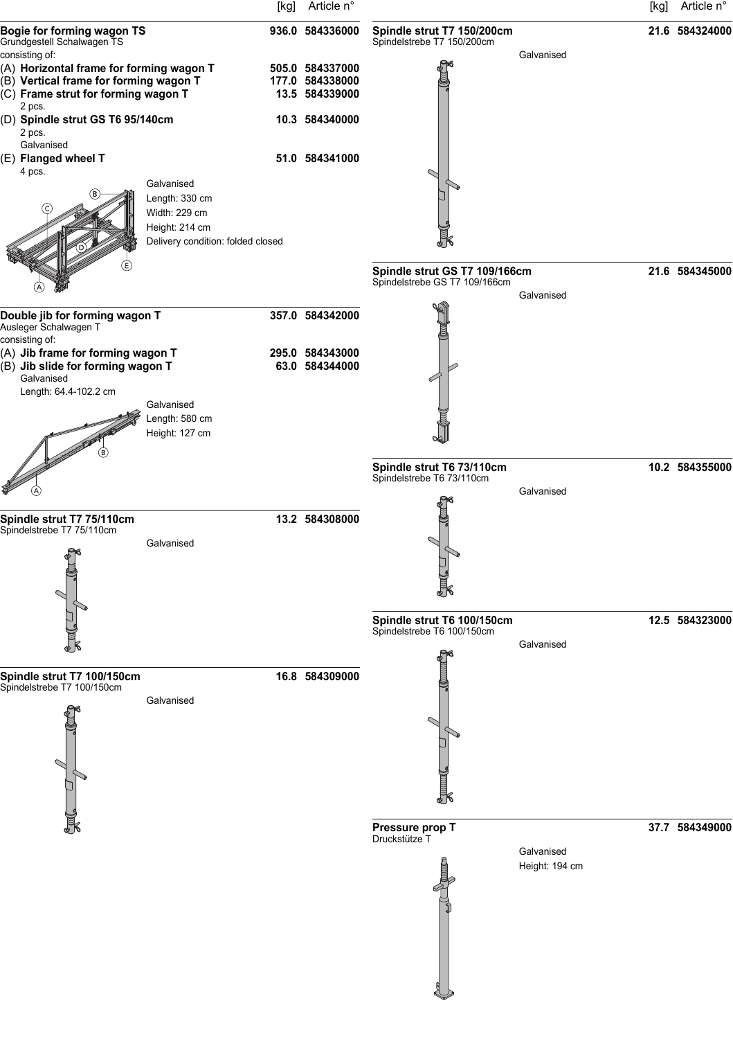| | [kg] | Article n° |
|---|---|---|
| **Bogie for forming wagon TS**<br>Grundgestell Schalwagen TS<br>consisting of: | **936.0** | **584336000** |
| (A) **Horizontal frame for forming wagon T** | **505.0** | **584337000** |
| (B) **Vertical frame for forming wagon T** | **177.0** | **584338000** |
| (C) **Frame strut for forming wagon T**<br>2 pcs. | **13.5** | **584339000** |
| (D) **Spindle strut GS T6 95/140cm**<br>2 pcs.<br>Galvanised | **10.3** | **584340000** |
| (E) **Flanged wheel T**<br>4 pcs. | **51.0** | **584341000** |

Galvanised
Length: 330 cm
Width: 229 cm
Height: 214 cm
Delivery condition: folded closed

| | [kg] | Article n° |
|---|---|---|
| **Double jib for forming wagon T**<br>Ausleger Schalwagen T<br>consisting of: | **357.0** | **584342000** |
| (A) **Jib frame for forming wagon T** | **295.0** | **584343000** |
| (B) **Jib slide for forming wagon T**<br>Galvanised<br>Length: 64.4-102.2 cm | **63.0** | **584344000** |

Galvanised
Length: 580 cm
Height: 127 cm

| | [kg] | Article n° |
|---|---|---|
| **Spindle strut T7 75/110cm**<br>Spindelstrebe T7 75/110cm<br>Galvanised | **13.2** | **584308000** |
| **Spindle strut T7 100/150cm**<br>Spindelstrebe T7 100/150cm<br>Galvanised | **16.8** | **584309000** |
| **Spindle strut T7 150/200cm**<br>Spindelstrebe T7 150/200cm<br>Galvanised | **21.6** | **584324000** |
| **Spindle strut GS T7 109/166cm**<br>Spindelstrebe GS T7 109/166cm<br>Galvanised | **21.6** | **584345000** |
| **Spindle strut T6 73/110cm**<br>Spindelstrebe T6 73/110cm<br>Galvanised | **10.2** | **584355000** |
| **Spindle strut T6 100/150cm**<br>Spindelstrebe T6 100/150cm<br>Galvanised | **12.5** | **584323000** |
| **Pressure prop T**<br>Druckstütze T<br>Galvanised<br>Height: 194 cm | **37.7** | **584349000** |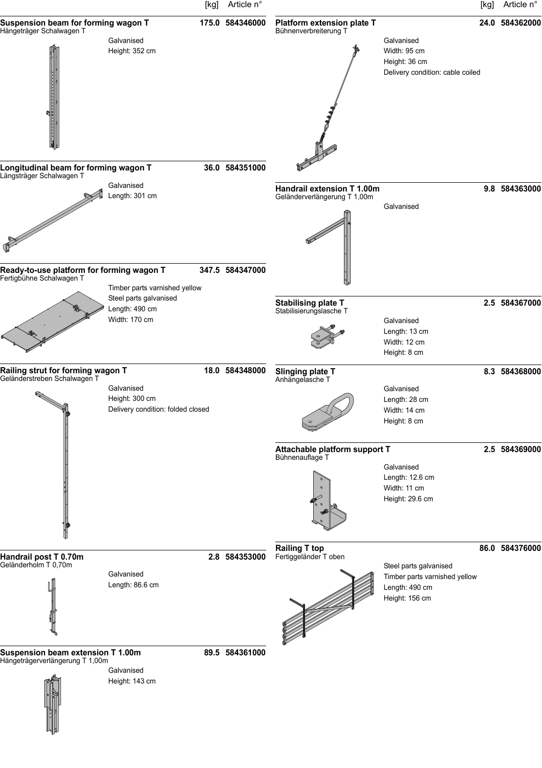| | [kg] | Article n° |
|---|---|---|

**Suspension beam for forming wagon T** — 175.0 — 584346000
Hängeträger Schalwagen T

Galvanised
Height: 352 cm

**Longitudinal beam for forming wagon T** — 36.0 — 584351000
Längsträger Schalwagen T

Galvanised
Length: 301 cm

**Ready-to-use platform for forming wagon T** — 347.5 — 584347000
Fertigbühne Schalwagen T

Timber parts varnished yellow
Steel parts galvanised
Length: 490 cm
Width: 170 cm

**Railing strut for forming wagon T** — 18.0 — 584348000
Geländerstreben Schalwagen T

Galvanised
Height: 300 cm
Delivery condition: folded closed

**Handrail post T 0.70m** — 2.8 — 584353000
Geländerholm T 0,70m

Galvanised
Length: 86.6 cm

**Suspension beam extension T 1.00m** — 89.5 — 584361000
Hängeträgerverlängerung T 1,00m

Galvanised
Height: 143 cm

| | [kg] | Article n° |
|---|---|---|

**Platform extension plate T** — 24.0 — 584362000
Bühnenverbreiterung T

Galvanised
Width: 95 cm
Height: 36 cm
Delivery condition: cable coiled

**Handrail extension T 1.00m** — 9.8 — 584363000
Geländerverlängerung T 1,00m

Galvanised

**Stabilising plate T** — 2.5 — 584367000
Stabilisierungslasche T

Galvanised
Length: 13 cm
Width: 12 cm
Height: 8 cm

**Slinging plate T** — 8.3 — 584368000
Anhängelasche T

Galvanised
Length: 28 cm
Width: 14 cm
Height: 8 cm

**Attachable platform support T** — 2.5 — 584369000
Bühnenauflage T

Galvanised
Length: 12.6 cm
Width: 11 cm
Height: 29.6 cm

**Railing T top** — 86.0 — 584376000
Fertiggeländer T oben

Steel parts galvanised
Timber parts varnished yellow
Length: 490 cm
Height: 156 cm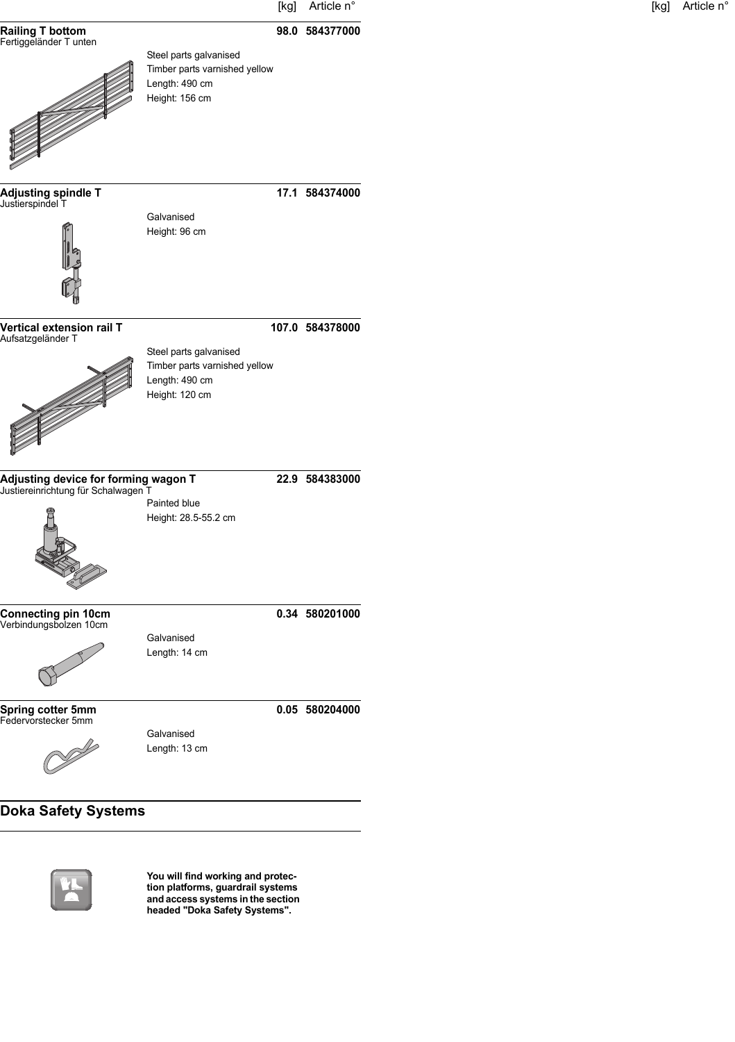| | [kg] | Article n° |
|---|---|---|

**Railing T bottom** | **98.0** | **584377000**
Fertiggeländer T unten

Steel parts galvanised
Timber parts varnished yellow
Length: 490 cm
Height: 156 cm

**Adjusting spindle T** | **17.1** | **584374000**
Justierspindel T

Galvanised
Height: 96 cm

**Vertical extension rail T** | **107.0** | **584378000**
Aufsatzgeländer T

Steel parts galvanised
Timber parts varnished yellow
Length: 490 cm
Height: 120 cm

**Adjusting device for forming wagon T** | **22.9** | **584383000**
Justiereinrichtung für Schalwagen T

Painted blue
Height: 28.5-55.2 cm

**Connecting pin 10cm** | **0.34** | **580201000**
Verbindungsbolzen 10cm

Galvanised
Length: 14 cm

**Spring cotter 5mm** | **0.05** | **580204000**
Federvorstecker 5mm

Galvanised
Length: 13 cm

## Doka Safety Systems

**You will find working and protection platforms, guardrail systems and access systems in the section headed "Doka Safety Systems".**